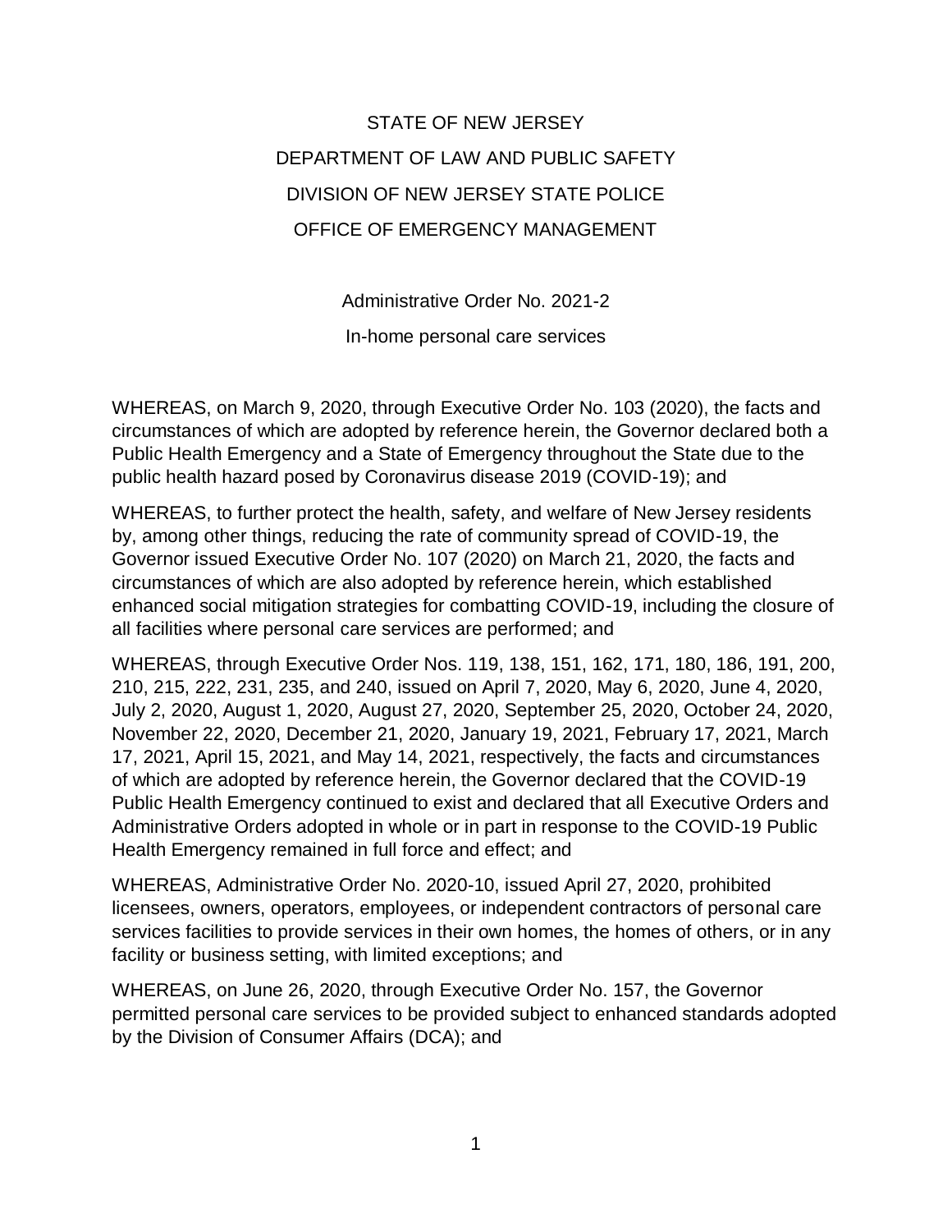# STATE OF NEW JERSEY
# DEPARTMENT OF LAW AND PUBLIC SAFETY
# DIVISION OF NEW JERSEY STATE POLICE
# OFFICE OF EMERGENCY MANAGEMENT

## Administrative Order No. 2021-2
## In-home personal care services

WHEREAS, on March 9, 2020, through Executive Order No. 103 (2020), the facts and circumstances of which are adopted by reference herein, the Governor declared both a Public Health Emergency and a State of Emergency throughout the State due to the public health hazard posed by Coronavirus disease 2019 (COVID-19); and

WHEREAS, to further protect the health, safety, and welfare of New Jersey residents by, among other things, reducing the rate of community spread of COVID-19, the Governor issued Executive Order No. 107 (2020) on March 21, 2020, the facts and circumstances of which are also adopted by reference herein, which established enhanced social mitigation strategies for combatting COVID-19, including the closure of all facilities where personal care services are performed; and

WHEREAS, through Executive Order Nos. 119, 138, 151, 162, 171, 180, 186, 191, 200, 210, 215, 222, 231, 235, and 240, issued on April 7, 2020, May 6, 2020, June 4, 2020, July 2, 2020, August 1, 2020, August 27, 2020, September 25, 2020, October 24, 2020, November 22, 2020, December 21, 2020, January 19, 2021, February 17, 2021, March 17, 2021, April 15, 2021, and May 14, 2021, respectively, the facts and circumstances of which are adopted by reference herein, the Governor declared that the COVID-19 Public Health Emergency continued to exist and declared that all Executive Orders and Administrative Orders adopted in whole or in part in response to the COVID-19 Public Health Emergency remained in full force and effect; and

WHEREAS, Administrative Order No. 2020-10, issued April 27, 2020, prohibited licensees, owners, operators, employees, or independent contractors of personal care services facilities to provide services in their own homes, the homes of others, or in any facility or business setting, with limited exceptions; and

WHEREAS, on June 26, 2020, through Executive Order No. 157, the Governor permitted personal care services to be provided subject to enhanced standards adopted by the Division of Consumer Affairs (DCA); and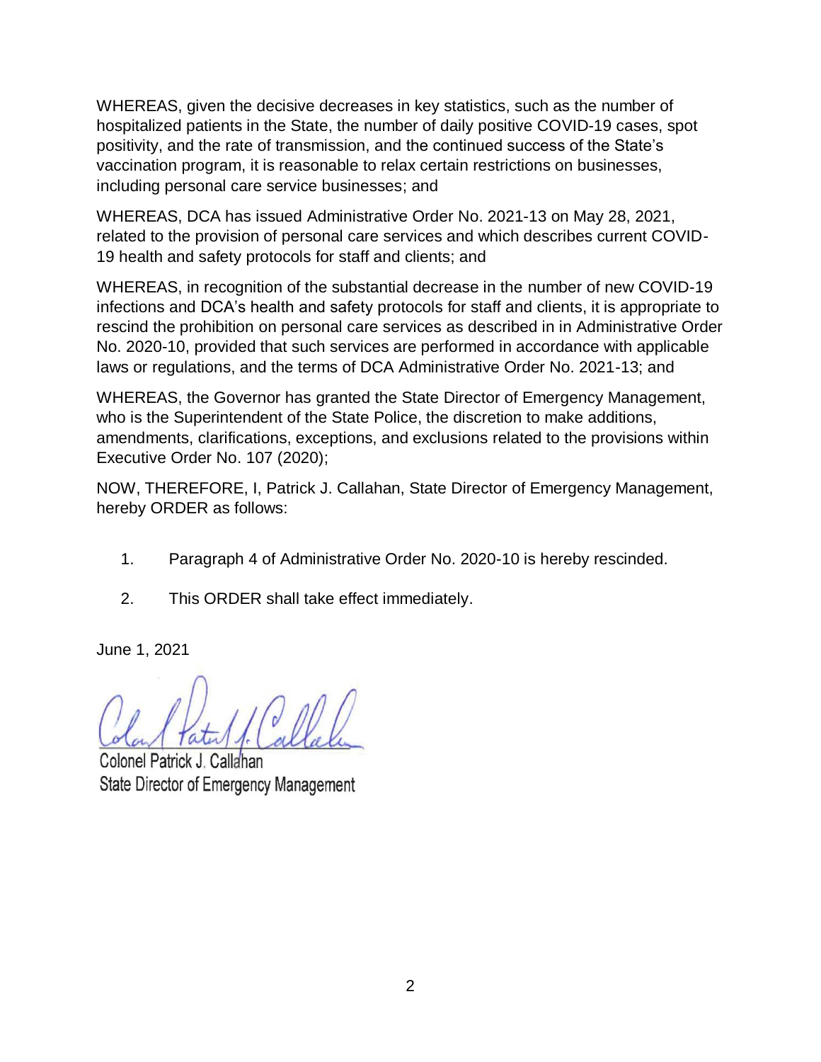WHEREAS, given the decisive decreases in key statistics, such as the number of hospitalized patients in the State, the number of daily positive COVID-19 cases, spot positivity, and the rate of transmission, and the continued success of the State's vaccination program, it is reasonable to relax certain restrictions on businesses, including personal care service businesses; and

WHEREAS, DCA has issued Administrative Order No. 2021-13 on May 28, 2021, related to the provision of personal care services and which describes current COVID-19 health and safety protocols for staff and clients; and

WHEREAS, in recognition of the substantial decrease in the number of new COVID-19 infections and DCA's health and safety protocols for staff and clients, it is appropriate to rescind the prohibition on personal care services as described in in Administrative Order No. 2020-10, provided that such services are performed in accordance with applicable laws or regulations, and the terms of DCA Administrative Order No. 2021-13; and

WHEREAS, the Governor has granted the State Director of Emergency Management, who is the Superintendent of the State Police, the discretion to make additions, amendments, clarifications, exceptions, and exclusions related to the provisions within Executive Order No. 107 (2020);

NOW, THEREFORE, I, Patrick J. Callahan, State Director of Emergency Management, hereby ORDER as follows:

1. Paragraph 4 of Administrative Order No. 2020-10 is hereby rescinded.

2. This ORDER shall take effect immediately.

June 1, 2021

Colonel Patrick J. Callahan
State Director of Emergency Management